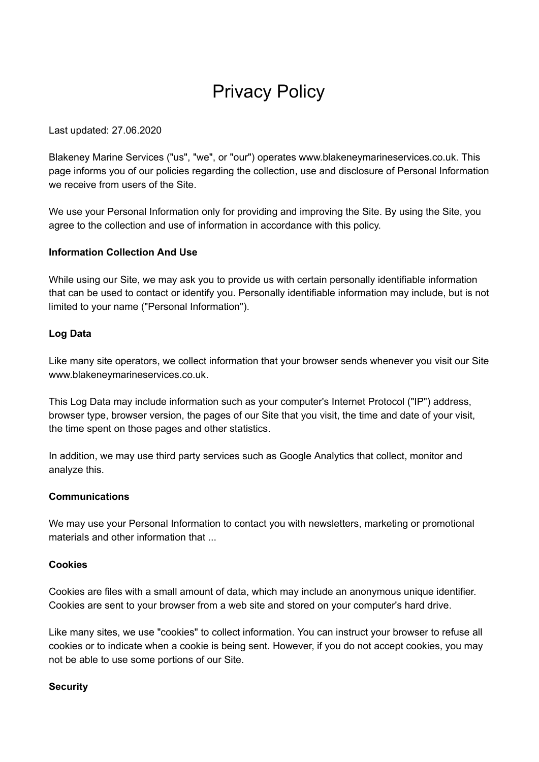# Privacy Policy

Last updated: 27.06.2020

Blakeney Marine Services ("us", "we", or "our") operates www.blakeneymarineservices.co.uk. This page informs you of our policies regarding the collection, use and disclosure of Personal Information we receive from users of the Site.

We use your Personal Information only for providing and improving the Site. By using the Site, you agree to the collection and use of information in accordance with this policy.

**Information Collection And Use**

While using our Site, we may ask you to provide us with certain personally identifiable information that can be used to contact or identify you. Personally identifiable information may include, but is not limited to your name ("Personal Information").

**Log Data**

Like many site operators, we collect information that your browser sends whenever you visit our Site www.blakeneymarineservices.co.uk.

This Log Data may include information such as your computer's Internet Protocol ("IP") address, browser type, browser version, the pages of our Site that you visit, the time and date of your visit, the time spent on those pages and other statistics.

In addition, we may use third party services such as Google Analytics that collect, monitor and analyze this.

**Communications**

We may use your Personal Information to contact you with newsletters, marketing or promotional materials and other information that ...

**Cookies**

Cookies are files with a small amount of data, which may include an anonymous unique identifier. Cookies are sent to your browser from a web site and stored on your computer's hard drive.

Like many sites, we use "cookies" to collect information. You can instruct your browser to refuse all cookies or to indicate when a cookie is being sent. However, if you do not accept cookies, you may not be able to use some portions of our Site.

**Security**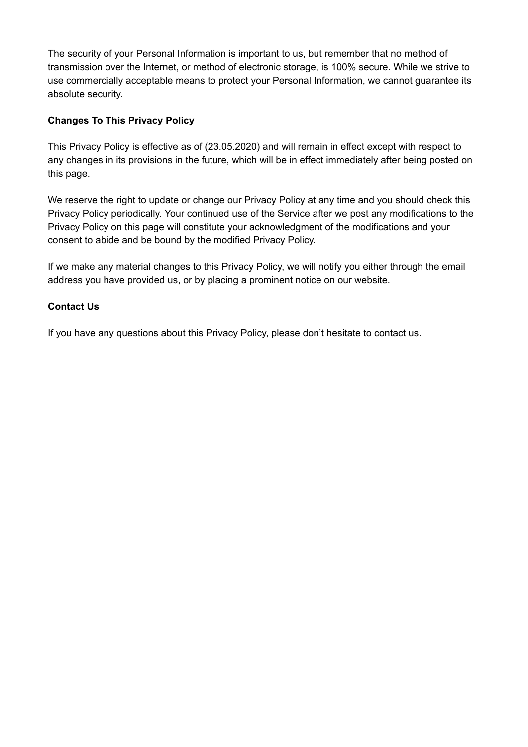The security of your Personal Information is important to us, but remember that no method of transmission over the Internet, or method of electronic storage, is 100% secure. While we strive to use commercially acceptable means to protect your Personal Information, we cannot guarantee its absolute security.

**Changes To This Privacy Policy**

This Privacy Policy is effective as of (23.05.2020) and will remain in effect except with respect to any changes in its provisions in the future, which will be in effect immediately after being posted on this page.

We reserve the right to update or change our Privacy Policy at any time and you should check this Privacy Policy periodically. Your continued use of the Service after we post any modifications to the Privacy Policy on this page will constitute your acknowledgment of the modifications and your consent to abide and be bound by the modified Privacy Policy.

If we make any material changes to this Privacy Policy, we will notify you either through the email address you have provided us, or by placing a prominent notice on our website.

**Contact Us**

If you have any questions about this Privacy Policy, please don't hesitate to contact us.